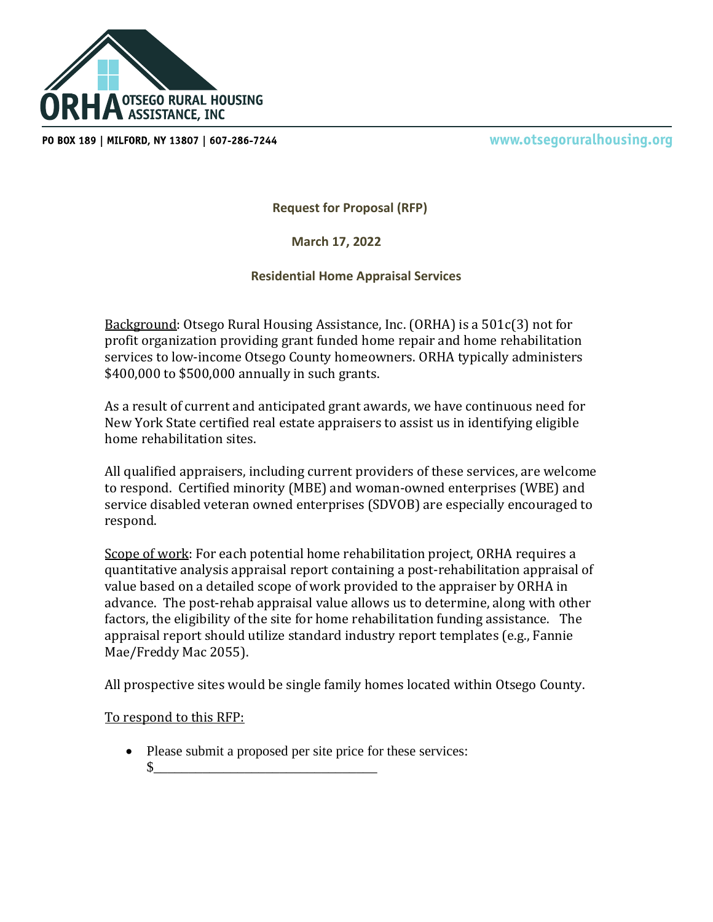ORHA OTSEGO RURAL HOUSING ASSISTANCE, INC

PO BOX 189 | MILFORD, NY 13807 | 607-286-7244

www.otsegoruralhousing.org

**Request for Proposal (RFP)**

**March 17, 2022**

**Residential Home Appraisal Services**

Background: Otsego Rural Housing Assistance, Inc. (ORHA) is a 501c(3) not for profit organization providing grant funded home repair and home rehabilitation services to low-income Otsego County homeowners. ORHA typically administers $400,000 to $500,000 annually in such grants.

As a result of current and anticipated grant awards, we have continuous need for New York State certified real estate appraisers to assist us in identifying eligible home rehabilitation sites.

All qualified appraisers, including current providers of these services, are welcome to respond. Certified minority (MBE) and woman-owned enterprises (WBE) and service disabled veteran owned enterprises (SDVOB) are especially encouraged to respond.

Scope of work: For each potential home rehabilitation project, ORHA requires a quantitative analysis appraisal report containing a post-rehabilitation appraisal of value based on a detailed scope of work provided to the appraiser by ORHA in advance. The post-rehab appraisal value allows us to determine, along with other factors, the eligibility of the site for home rehabilitation funding assistance. The appraisal report should utilize standard industry report templates (e.g., Fannie Mae/Freddy Mac 2055).

All prospective sites would be single family homes located within Otsego County.

To respond to this RFP:

- Please submit a proposed per site price for these services: $_________________________________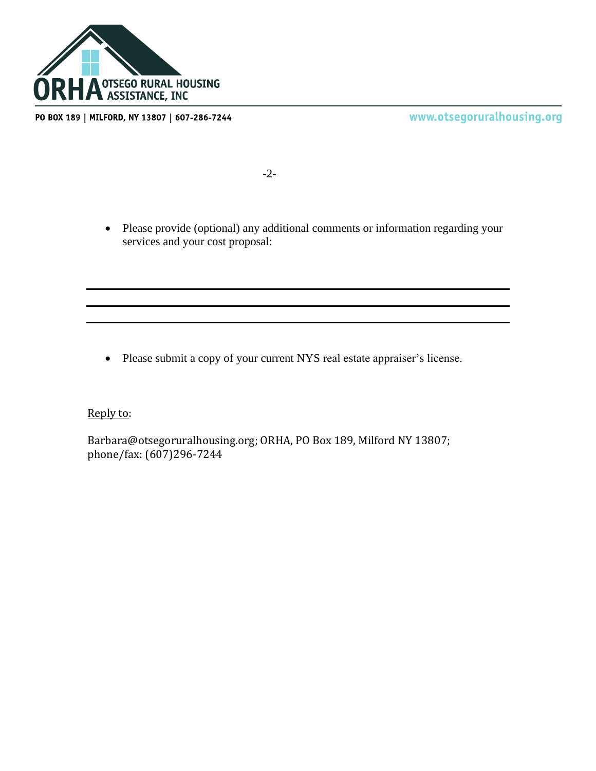- Please provide (optional) any additional comments or information regarding your services and your cost proposal:

\_\_\_\_\_\_\_\_\_\_\_\_\_\_\_\_\_\_\_\_\_\_\_\_\_\_\_\_\_\_\_\_\_\_\_\_\_\_\_\_\_\_\_\_\_\_\_\_\_\_\_\_\_\_\_\_\_\_\_\_\_\_\_\_\_\_\_\_

\_\_\_\_\_\_\_\_\_\_\_\_\_\_\_\_\_\_\_\_\_\_\_\_\_\_\_\_\_\_\_\_\_\_\_\_\_\_\_\_\_\_\_\_\_\_\_\_\_\_\_\_\_\_\_\_\_\_\_\_\_\_\_\_\_\_\_\_

\_\_\_\_\_\_\_\_\_\_\_\_\_\_\_\_\_\_\_\_\_\_\_\_\_\_\_\_\_\_\_\_\_\_\_\_\_\_\_\_\_\_\_\_\_\_\_\_\_\_\_\_\_\_\_\_\_\_\_\_\_\_\_\_\_\_\_\_

- Please submit a copy of your current NYS real estate appraiser's license.

Reply to:

Barbara@otsegoruralhousing.org; ORHA, PO Box 189, Milford NY 13807; phone/fax: (607)296-7244